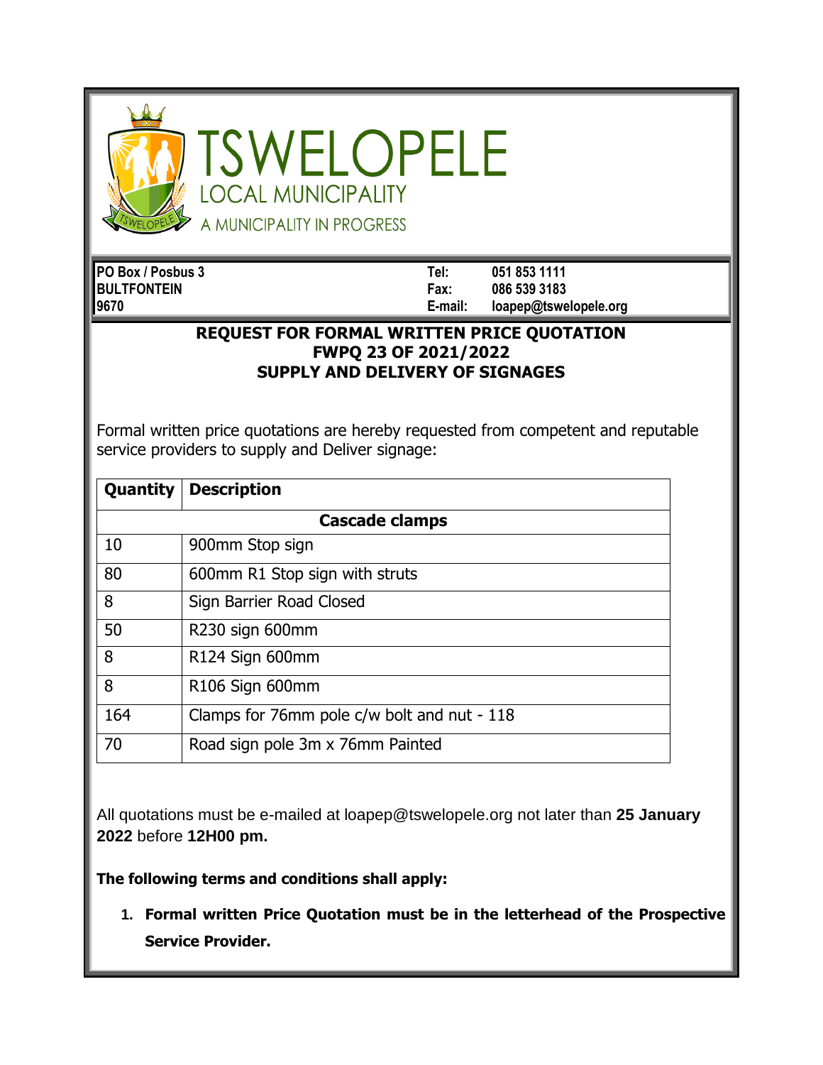# TSWELOPELE

LOCAL MUNICIPALITY

A MUNICIPALITY IN PROGRESS

| | | |
|---|---|---|
| **PO Box / Posbus 3** | **Tel:** | **051 853 1111** |
| **BULTFONTEIN** | **Fax:** | **086 539 3183** |
| **9670** | **E-mail:** | **loapep@tswelopele.org** |

## REQUEST FOR FORMAL WRITTEN PRICE QUOTATION
## FWPQ 23 OF 2021/2022
## SUPPLY AND DELIVERY OF SIGNAGES

Formal written price quotations are hereby requested from competent and reputable service providers to supply and Deliver signage:

| Quantity | Description |
|---|---|
| | **Cascade clamps** |
| 10 | 900mm Stop sign |
| 80 | 600mm R1 Stop sign with struts |
| 8 | Sign Barrier Road Closed |
| 50 | R230 sign 600mm |
| 8 | R124 Sign 600mm |
| 8 | R106 Sign 600mm |
| 164 | Clamps for 76mm pole c/w bolt and nut - 118 |
| 70 | Road sign pole 3m x 76mm Painted |

All quotations must be e-mailed at loapep@tswelopele.org not later than **25 January 2022** before **12H00 pm.**

**The following terms and conditions shall apply:**

1. **Formal written Price Quotation must be in the letterhead of the Prospective Service Provider.**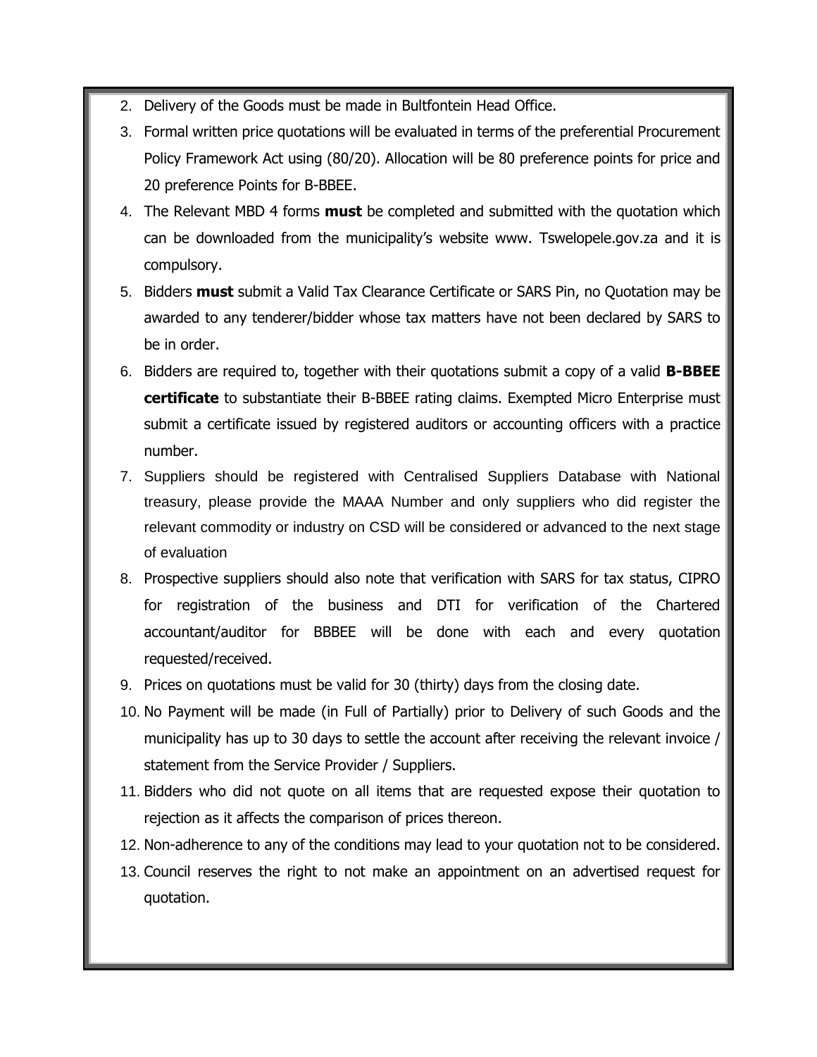2. Delivery of the Goods must be made in Bultfontein Head Office.
3. Formal written price quotations will be evaluated in terms of the preferential Procurement Policy Framework Act using (80/20). Allocation will be 80 preference points for price and 20 preference Points for B-BBEE.
4. The Relevant MBD 4 forms **must** be completed and submitted with the quotation which can be downloaded from the municipality's website www. Tswelopele.gov.za and it is compulsory.
5. Bidders **must** submit a Valid Tax Clearance Certificate or SARS Pin, no Quotation may be awarded to any tenderer/bidder whose tax matters have not been declared by SARS to be in order.
6. Bidders are required to, together with their quotations submit a copy of a valid **B-BBEE certificate** to substantiate their B-BBEE rating claims. Exempted Micro Enterprise must submit a certificate issued by registered auditors or accounting officers with a practice number.
7. Suppliers should be registered with Centralised Suppliers Database with National treasury, please provide the MAAA Number and only suppliers who did register the relevant commodity or industry on CSD will be considered or advanced to the next stage of evaluation
8. Prospective suppliers should also note that verification with SARS for tax status, CIPRO for registration of the business and DTI for verification of the Chartered accountant/auditor for BBBEE will be done with each and every quotation requested/received.
9. Prices on quotations must be valid for 30 (thirty) days from the closing date.
10. No Payment will be made (in Full of Partially) prior to Delivery of such Goods and the municipality has up to 30 days to settle the account after receiving the relevant invoice / statement from the Service Provider / Suppliers.
11. Bidders who did not quote on all items that are requested expose their quotation to rejection as it affects the comparison of prices thereon.
12. Non-adherence to any of the conditions may lead to your quotation not to be considered.
13. Council reserves the right to not make an appointment on an advertised request for quotation.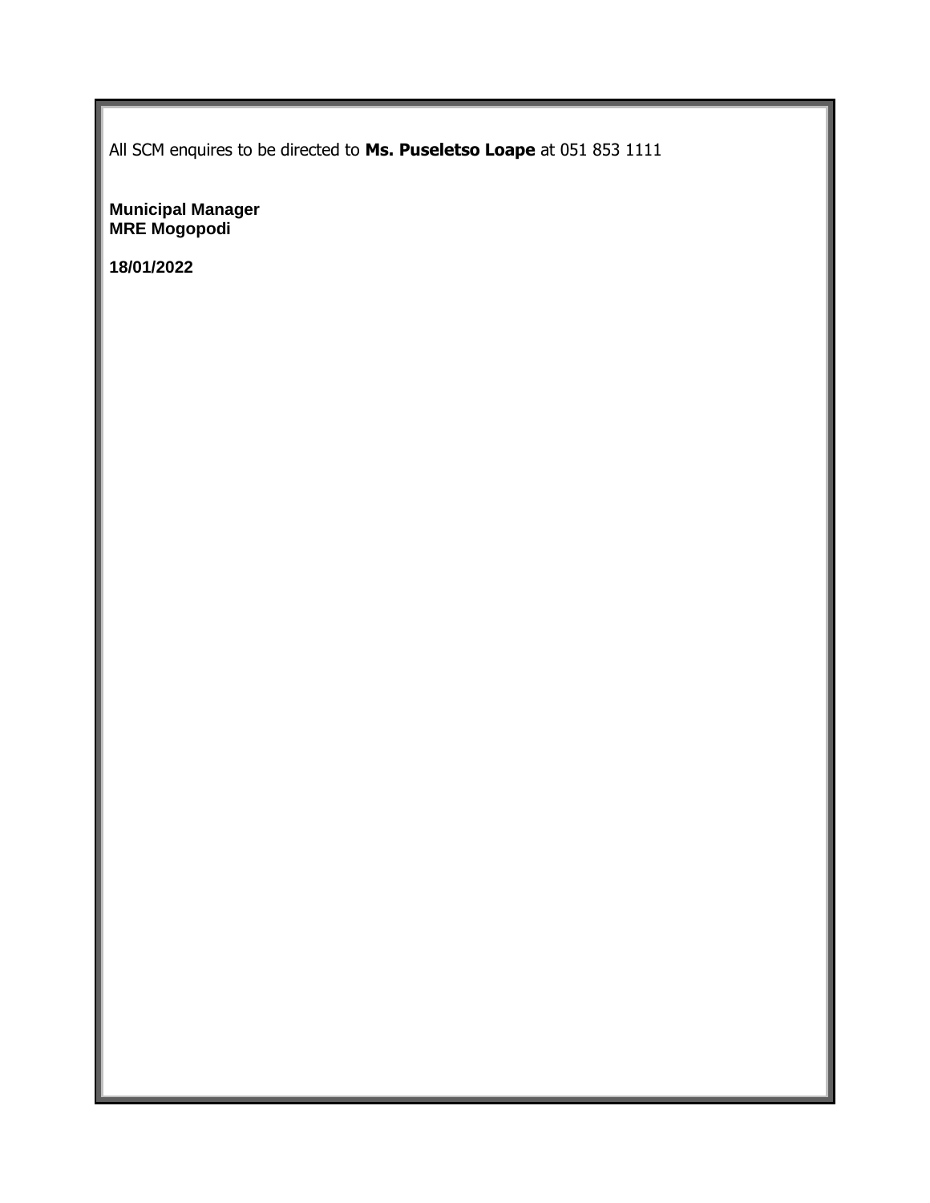All SCM enquires to be directed to **Ms. Puseletso Loape** at 051 853 1111

**Municipal Manager**
**MRE Mogopodi**

**18/01/2022**